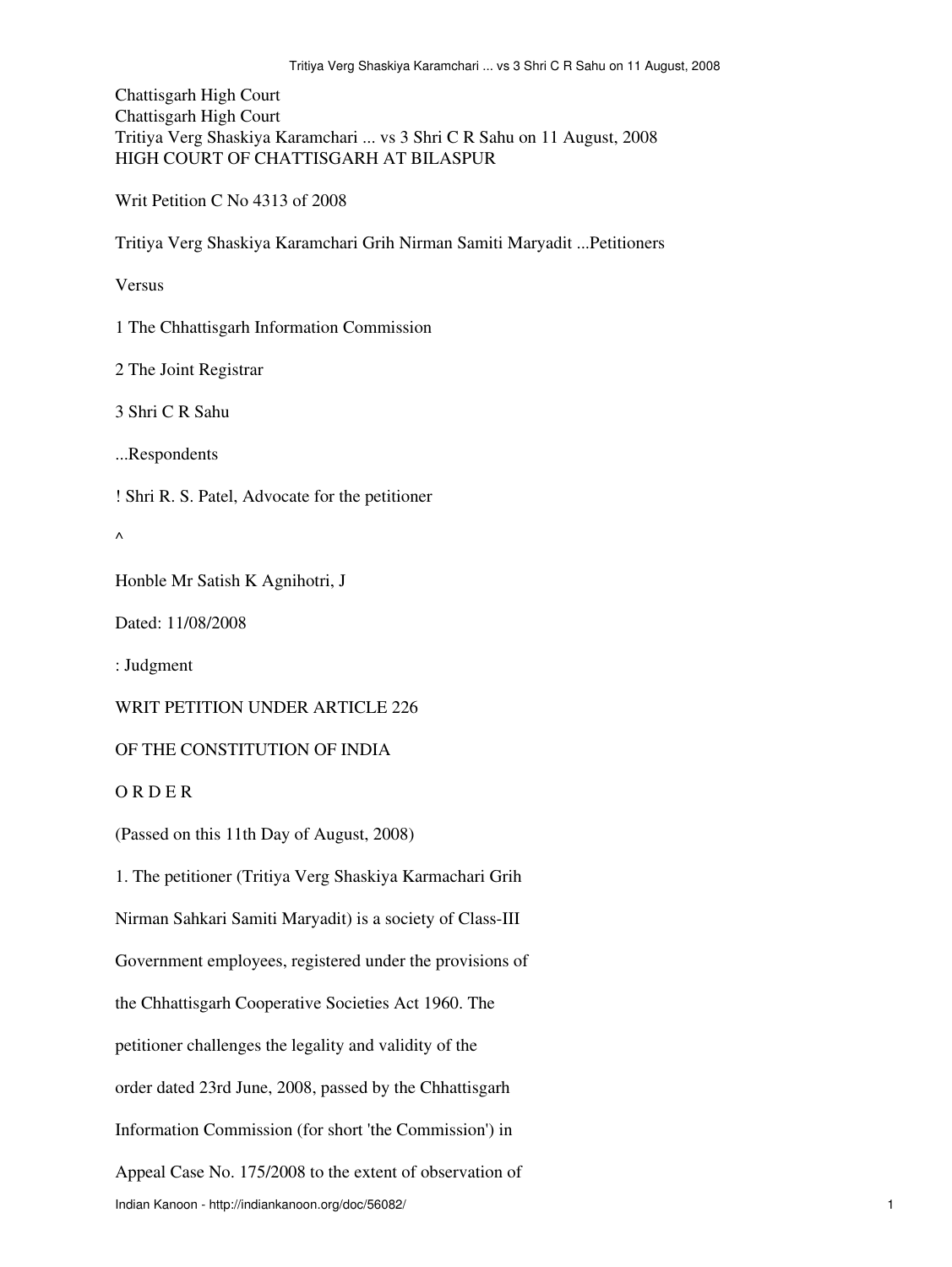Chattisgarh High Court
Chattisgarh High Court
Tritiya Verg Shaskiya Karamchari ... vs 3 Shri C R Sahu on 11 August, 2008
HIGH COURT OF CHATTISGARH AT BILASPUR

Writ Petition C No 4313 of 2008

Tritiya Verg Shaskiya Karamchari Grih Nirman Samiti Maryadit ...Petitioners

Versus

1 The Chhattisgarh Information Commission

2 The Joint Registrar

3 Shri C R Sahu

...Respondents

! Shri R. S. Patel, Advocate for the petitioner

^

Honble Mr Satish K Agnihotri, J

Dated: 11/08/2008

: Judgment

WRIT PETITION UNDER ARTICLE 226

OF THE CONSTITUTION OF INDIA

O R D E R

(Passed on this 11th Day of August, 2008)

1. The petitioner (Tritiya Verg Shaskiya Karmachari Grih

Nirman Sahkari Samiti Maryadit) is a society of Class-III

Government employees, registered under the provisions of

the Chhattisgarh Cooperative Societies Act 1960. The

petitioner challenges the legality and validity of the

order dated 23rd June, 2008, passed by the Chhattisgarh

Information Commission (for short 'the Commission') in

Appeal Case No. 175/2008 to the extent of observation of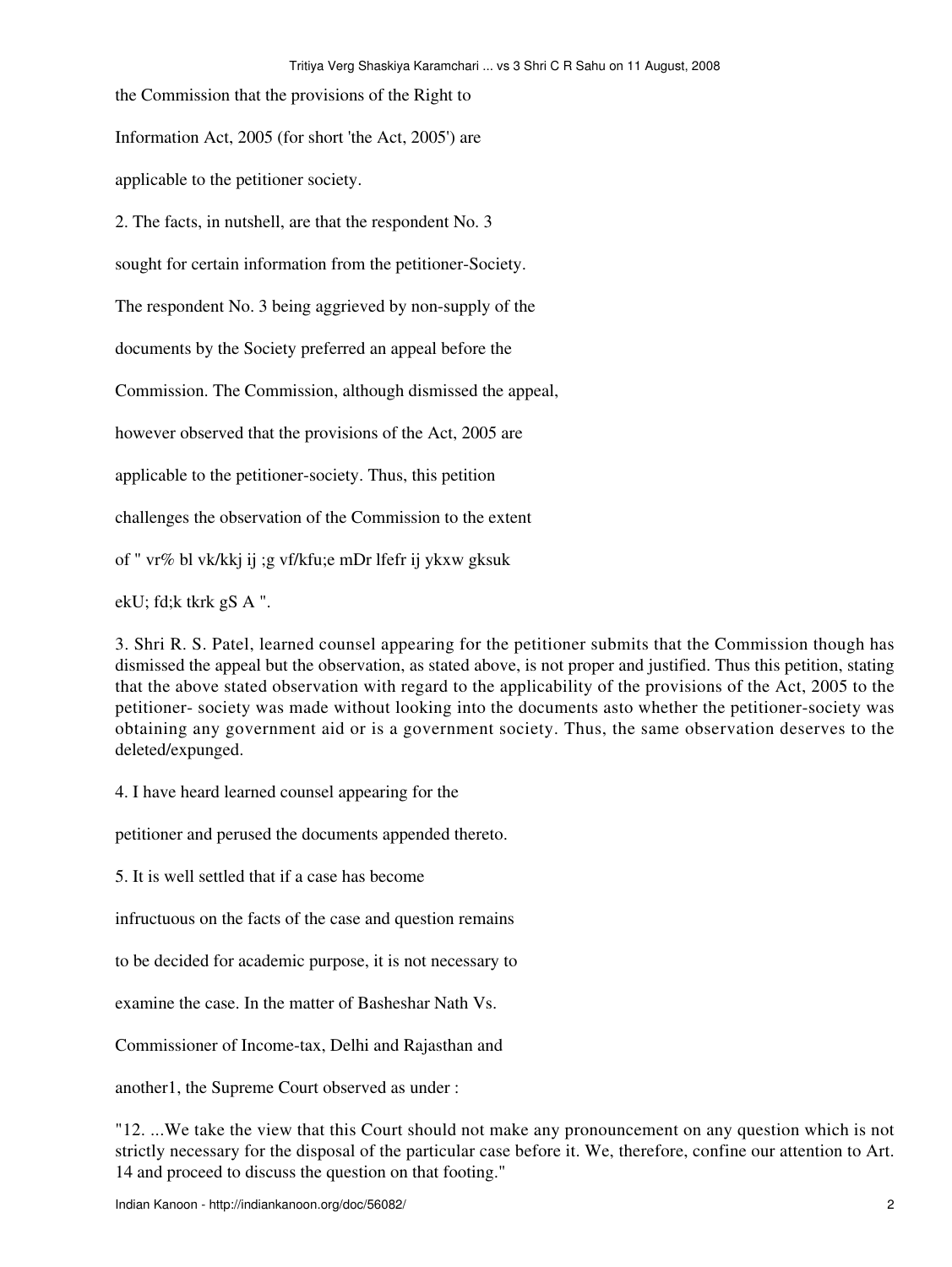the Commission that the provisions of the Right to Information Act, 2005 (for short 'the Act, 2005') are applicable to the petitioner society.

2. The facts, in nutshell, are that the respondent No. 3 sought for certain information from the petitioner-Society. The respondent No. 3 being aggrieved by non-supply of the documents by the Society preferred an appeal before the Commission. The Commission, although dismissed the appeal, however observed that the provisions of the Act, 2005 are applicable to the petitioner-society. Thus, this petition challenges the observation of the Commission to the extent of " vr% bl vk/kkj ij ;g vf/kfu;e mDr lfefr ij ykxw gksuk ekU; fd;k tkrk gS A ".

3. Shri R. S. Patel, learned counsel appearing for the petitioner submits that the Commission though has dismissed the appeal but the observation, as stated above, is not proper and justified. Thus this petition, stating that the above stated observation with regard to the applicability of the provisions of the Act, 2005 to the petitioner- society was made without looking into the documents asto whether the petitioner-society was obtaining any government aid or is a government society. Thus, the same observation deserves to the deleted/expunged.

4. I have heard learned counsel appearing for the petitioner and perused the documents appended thereto.

5. It is well settled that if a case has become infructuous on the facts of the case and question remains to be decided for academic purpose, it is not necessary to examine the case. In the matter of Basheshar Nath Vs. Commissioner of Income-tax, Delhi and Rajasthan and another[1], the Supreme Court observed as under :

"12. ...We take the view that this Court should not make any pronouncement on any question which is not strictly necessary for the disposal of the particular case before it. We, therefore, confine our attention to Art. 14 and proceed to discuss the question on that footing."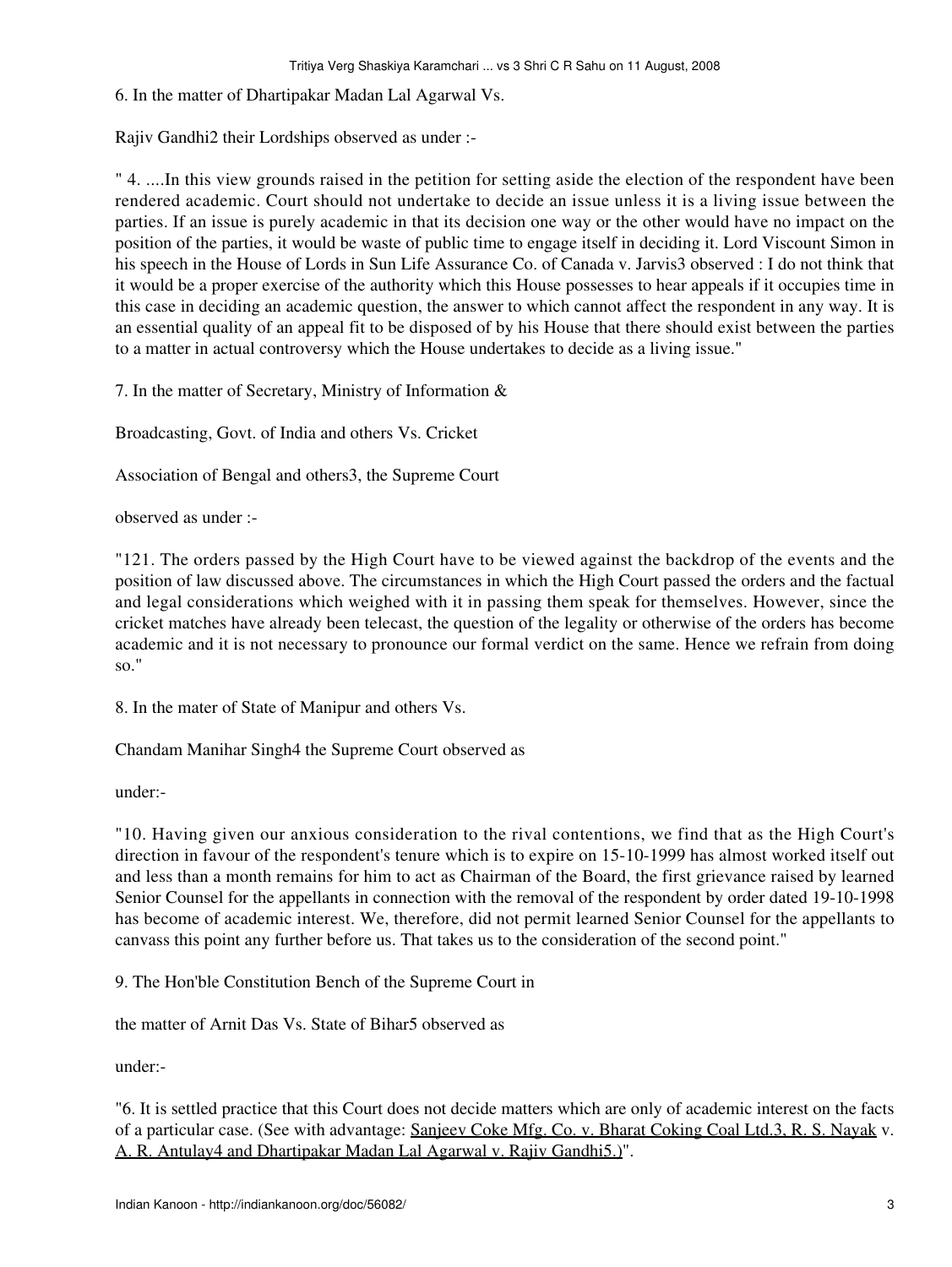6. In the matter of Dhartipakar Madan Lal Agarwal Vs.

Rajiv Gandhi2 their Lordships observed as under :-

" 4. ....In this view grounds raised in the petition for setting aside the election of the respondent have been rendered academic. Court should not undertake to decide an issue unless it is a living issue between the parties. If an issue is purely academic in that its decision one way or the other would have no impact on the position of the parties, it would be waste of public time to engage itself in deciding it. Lord Viscount Simon in his speech in the House of Lords in Sun Life Assurance Co. of Canada v. Jarvis3 observed : I do not think that it would be a proper exercise of the authority which this House possesses to hear appeals if it occupies time in this case in deciding an academic question, the answer to which cannot affect the respondent in any way. It is an essential quality of an appeal fit to be disposed of by his House that there should exist between the parties to a matter in actual controversy which the House undertakes to decide as a living issue."

7. In the matter of Secretary, Ministry of Information &

Broadcasting, Govt. of India and others Vs. Cricket

Association of Bengal and others3, the Supreme Court

observed as under :-

"121. The orders passed by the High Court have to be viewed against the backdrop of the events and the position of law discussed above. The circumstances in which the High Court passed the orders and the factual and legal considerations which weighed with it in passing them speak for themselves. However, since the cricket matches have already been telecast, the question of the legality or otherwise of the orders has become academic and it is not necessary to pronounce our formal verdict on the same. Hence we refrain from doing so."

8. In the mater of State of Manipur and others Vs.

Chandam Manihar Singh4 the Supreme Court observed as

under:-

"10. Having given our anxious consideration to the rival contentions, we find that as the High Court's direction in favour of the respondent's tenure which is to expire on 15-10-1999 has almost worked itself out and less than a month remains for him to act as Chairman of the Board, the first grievance raised by learned Senior Counsel for the appellants in connection with the removal of the respondent by order dated 19-10-1998 has become of academic interest. We, therefore, did not permit learned Senior Counsel for the appellants to canvass this point any further before us. That takes us to the consideration of the second point."

9. The Hon'ble Constitution Bench of the Supreme Court in

the matter of Arnit Das Vs. State of Bihar5 observed as

under:-

"6. It is settled practice that this Court does not decide matters which are only of academic interest on the facts of a particular case. (See with advantage: Sanjeev Coke Mfg. Co. v. Bharat Coking Coal Ltd.3, R. S. Nayak v. A. R. Antulay4 and Dhartipakar Madan Lal Agarwal v. Rajiv Gandhi5.)".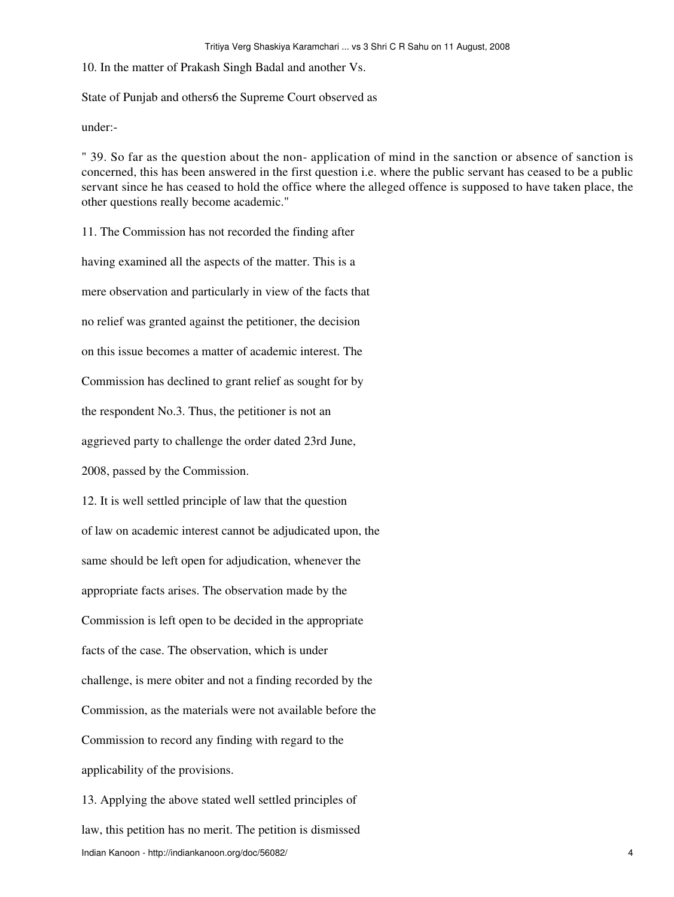10. In the matter of Prakash Singh Badal and another Vs. State of Punjab and others6 the Supreme Court observed as under:-

" 39. So far as the question about the non- application of mind in the sanction or absence of sanction is concerned, this has been answered in the first question i.e. where the public servant has ceased to be a public servant since he has ceased to hold the office where the alleged offence is supposed to have taken place, the other questions really become academic."

11. The Commission has not recorded the finding after having examined all the aspects of the matter. This is a mere observation and particularly in view of the facts that no relief was granted against the petitioner, the decision on this issue becomes a matter of academic interest. The Commission has declined to grant relief as sought for by the respondent No.3. Thus, the petitioner is not an aggrieved party to challenge the order dated 23rd June, 2008, passed by the Commission.

12. It is well settled principle of law that the question of law on academic interest cannot be adjudicated upon, the same should be left open for adjudication, whenever the appropriate facts arises. The observation made by the Commission is left open to be decided in the appropriate facts of the case. The observation, which is under challenge, is mere obiter and not a finding recorded by the Commission, as the materials were not available before the Commission to record any finding with regard to the applicability of the provisions.

13. Applying the above stated well settled principles of law, this petition has no merit. The petition is dismissed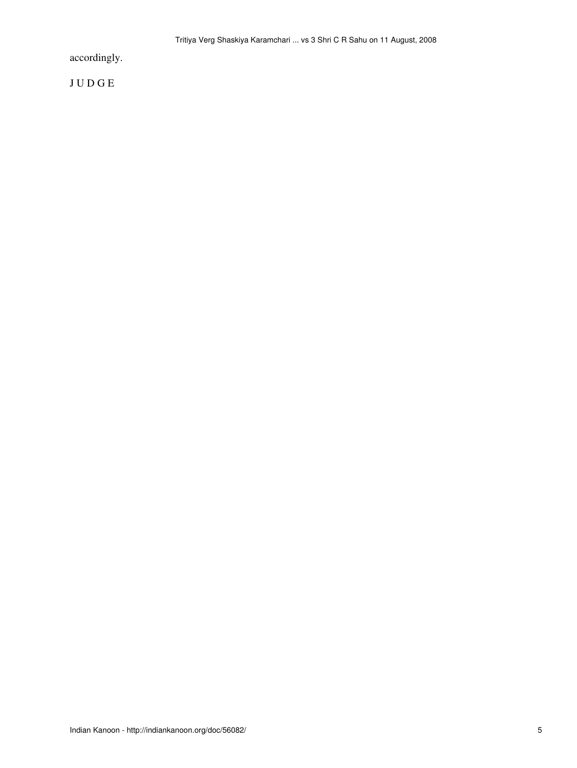accordingly.

J U D G E